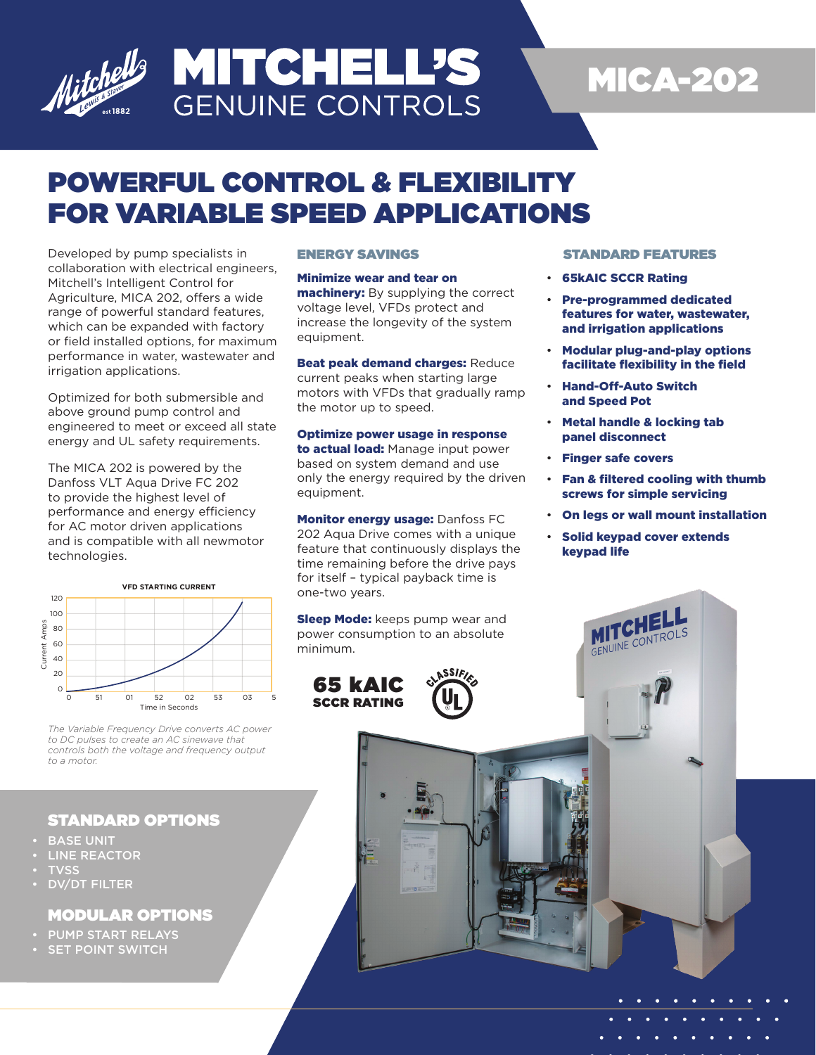# MITCHELL'S GENUINE CONTROLS

# MICA-202

## POWERFUL CONTROL & FLEXIBILITY FOR VARIABLE SPEED APPLICATIONS

Developed by pump specialists in collaboration with electrical engineers, Mitchell's Intelligent Control for Agriculture, MICA 202, offers a wide range of powerful standard features, which can be expanded with factory or field installed options, for maximum performance in water, wastewater and irrigation applications.

Optimized for both submersible and above ground pump control and engineered to meet or exceed all state energy and UL safety requirements.

The MICA 202 is powered by the Danfoss VLT Aqua Drive FC 202 to provide the highest level of performance and energy efficiency for AC motor driven applications and is compatible with all newmotor technologies.

**VFD STARTING CURRENT**

*The Variable Frequency Drive converts AC power to DC pulses to create an AC sinewave that controls both the voltage and frequency output to a motor.*

### ENERGY SAVINGS

**Minimize wear and tear on machinery:** By supplying the correct voltage level, VFDs protect and increase the longevity of the system equipment.

**Beat peak demand charges:** Reduce current peaks when starting large motors with VFDs that gradually ramp the motor up to speed.

**Optimize power usage in response to actual load:** Manage input power based on system demand and use only the energy required by the driven equipment.

**Monitor energy usage:** Danfoss FC 202 Aqua Drive comes with a unique feature that continuously displays the time remaining before the drive pays for itself – typical payback time is one-two years.

**Sleep Mode:** keeps pump wear and power consumption to an absolute minimum.

**65 kAIC SCCR RATING**

### STANDARD FEATURES

- **65kAIC SCCR Rating**
- **Pre-programmed dedicated features for water, wastewater, and irrigation applications**
- **Modular plug-and-play options facilitate flexibility in the field**
- **Hand-Off-Auto Switch and Speed Pot**
- **Metal handle & locking tab panel disconnect**
- **Finger safe covers**
- **Fan & filtered cooling with thumb screws for simple servicing**
- **On legs or wall mount installation**
- **Solid keypad cover extends keypad life**

### STANDARD OPTIONS

- BASE UNIT
- LINE REACTOR
- TVSS
- DV/DT FILTER

### MODULAR OPTIONS

- PUMP START RELAYS
- SET POINT SWITCH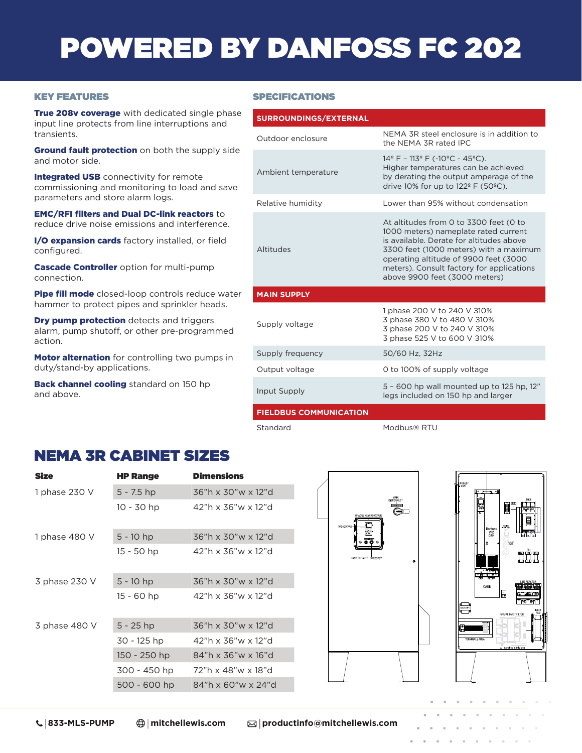# POWERED BY DANFOSS FC 202

## KEY FEATURES

**True 208v coverage** with dedicated single phase input line protects from line interruptions and transients.

**Ground fault protection** on both the supply side and motor side.

**Integrated USB** connectivity for remote commissioning and monitoring to load and save parameters and store alarm logs.

**EMC/RFI filters and Dual DC-link reactors** to reduce drive noise emissions and interference.

**I/O expansion cards** factory installed, or field configured.

**Cascade Controller** option for multi-pump connection.

**Pipe fill mode** closed-loop controls reduce water hammer to protect pipes and sprinkler heads.

**Dry pump protection** detects and triggers alarm, pump shutoff, or other pre-programmed action.

**Motor alternation** for controlling two pumps in duty/stand-by applications.

**Back channel cooling** standard on 150 hp and above.

## SPECIFICATIONS

| | |
|---|---|
| **SURROUNDINGS/EXTERNAL** | |
| Outdoor enclosure | NEMA 3R steel enclosure is in addition to the NEMA 3R rated IPC |
| Ambient temperature | 14º F – 113º F (-10ºC - 45ºC). Higher temperatures can be achieved by derating the output amperage of the drive 10% for up to 122º F (50ºC). |
| Relative humidity | Lower than 95% without condensation |
| Altitudes | At altitudes from 0 to 3300 feet (0 to 1000 meters) nameplate rated current is available. Derate for altitudes above 3300 feet (1000 meters) with a maximum operating altitude of 9900 feet (3000 meters). Consult factory for applications above 9900 feet (3000 meters) |
| **MAIN SUPPLY** | |
| Supply voltage | 1 phase 200 V to 240 V 310%<br>3 phase 380 V to 480 V 310%<br>3 phase 200 V to 240 V 310%<br>3 phase 525 V to 600 V 310% |
| Supply frequency | 50/60 Hz, 32Hz |
| Output voltage | 0 to 100% of supply voltage |
| Input Supply | 5 – 600 hp wall mounted up to 125 hp, 12" legs included on 150 hp and larger |
| **FIELDBUS COMMUNICATION** | |
| Standard | Modbus® RTU |

## NEMA 3R CABINET SIZES

| Size | HP Range | Dimensions |
|---|---|---|
| 1 phase 230 V | 5 - 7.5 hp | 36"h x 30"w x 12"d |
| | 10 - 30 hp | 42"h x 36"w x 12"d |
| 1 phase 480 V | 5 - 10 hp | 36"h x 30"w x 12"d |
| | 15 - 50 hp | 42"h x 36"w x 12"d |
| 3 phase 230 V | 5 - 10 hp | 36"h x 30"w x 12"d |
| | 15 - 60 hp | 42"h x 36"w x 12"d |
| 3 phase 480 V | 5 - 25 hp | 36"h x 30"w x 12"d |
| | 30 - 125 hp | 42"h x 36"w x 12"d |
| | 150 - 250 hp | 84"h x 36"w x 16"d |
| | 300 - 450 hp | 72"h x 48"w x 18"d |
| | 500 - 600 hp | 84"h x 60"w x 24"d |

833-MLS-PUMP | mitchellewis.com | productinfo@mitchellewis.com